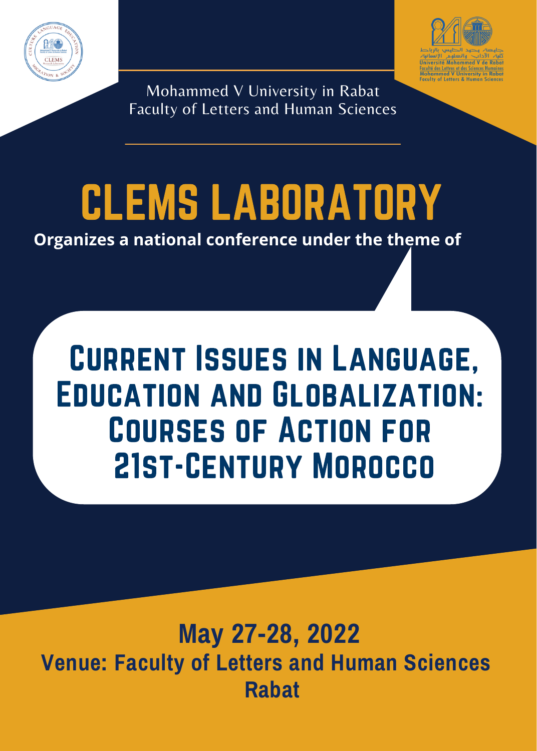Mohammed V University in Rabat
Faculty of Letters and Human Sciences

# CLEMS LABORATORY

**Organizes a national conference under the theme of**

## Current Issues in Language, Education and Globalization: Courses of Action for 21st-Century Morocco

**May 27-28, 2022**

**Venue: Faculty of Letters and Human Sciences Rabat**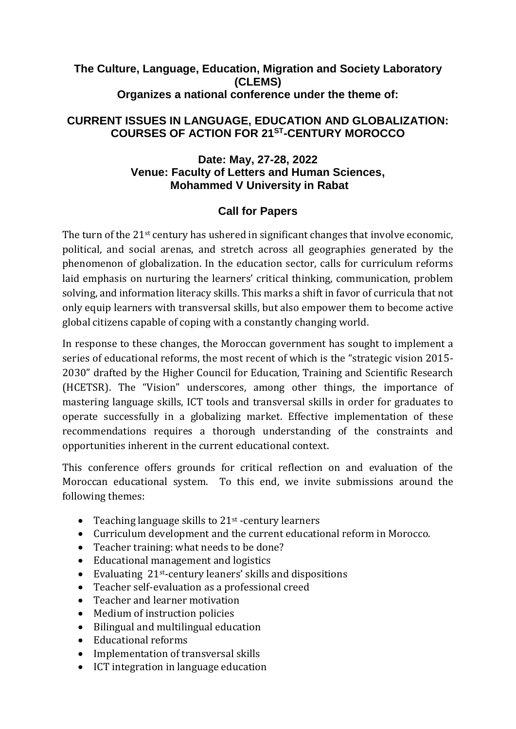**The Culture, Language, Education, Migration and Society Laboratory (CLEMS)**
**Organizes a national conference under the theme of:**

# CURRENT ISSUES IN LANGUAGE, EDUCATION AND GLOBALIZATION: COURSES OF ACTION FOR 21$^{ST}$-CENTURY MOROCCO

**Date: May, 27-28, 2022**
**Venue: Faculty of Letters and Human Sciences, Mohammed V University in Rabat**

## Call for Papers

The turn of the 21$^{st}$ century has ushered in significant changes that involve economic, political, and social arenas, and stretch across all geographies generated by the phenomenon of globalization. In the education sector, calls for curriculum reforms laid emphasis on nurturing the learners' critical thinking, communication, problem solving, and information literacy skills. This marks a shift in favor of curricula that not only equip learners with transversal skills, but also empower them to become active global citizens capable of coping with a constantly changing world.

In response to these changes, the Moroccan government has sought to implement a series of educational reforms, the most recent of which is the "strategic vision 2015-2030" drafted by the Higher Council for Education, Training and Scientific Research (HCETSR). The "Vision" underscores, among other things, the importance of mastering language skills, ICT tools and transversal skills in order for graduates to operate successfully in a globalizing market. Effective implementation of these recommendations requires a thorough understanding of the constraints and opportunities inherent in the current educational context.

This conference offers grounds for critical reflection on and evaluation of the Moroccan educational system. To this end, we invite submissions around the following themes:

- Teaching language skills to 21$^{st}$ -century learners
- Curriculum development and the current educational reform in Morocco.
- Teacher training: what needs to be done?
- Educational management and logistics
- Evaluating 21$^{st}$-century leaners' skills and dispositions
- Teacher self-evaluation as a professional creed
- Teacher and learner motivation
- Medium of instruction policies
- Bilingual and multilingual education
- Educational reforms
- Implementation of transversal skills
- ICT integration in language education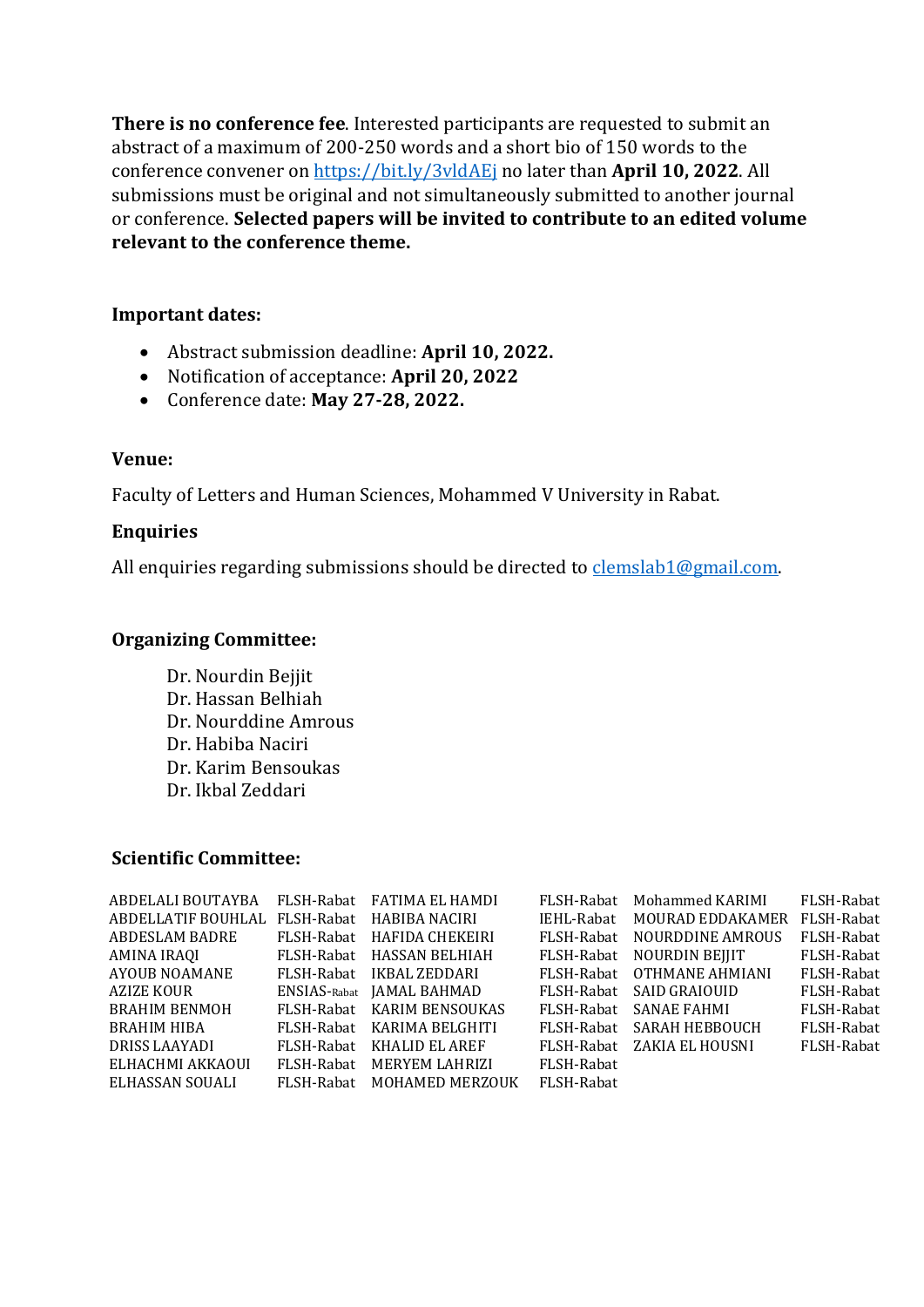**There is no conference fee**. Interested participants are requested to submit an abstract of a maximum of 200-250 words and a short bio of 150 words to the conference convener on https://bit.ly/3vldAEj no later than **April 10, 2022**. All submissions must be original and not simultaneously submitted to another journal or conference. **Selected papers will be invited to contribute to an edited volume relevant to the conference theme.**

**Important dates:**

- Abstract submission deadline: **April 10, 2022.**
- Notification of acceptance: **April 20, 2022**
- Conference date: **May 27-28, 2022.**

**Venue:**

Faculty of Letters and Human Sciences, Mohammed V University in Rabat.

**Enquiries**

All enquiries regarding submissions should be directed to clemslab1@gmail.com.

**Organizing Committee:**

Dr. Nourdin Bejjit
Dr. Hassan Belhiah
Dr. Nourddine Amrous
Dr. Habiba Naciri
Dr. Karim Bensoukas
Dr. Ikbal Zeddari

**Scientific Committee:**

| | | | | | |
|---|---|---|---|---|---|
| ABDELALI BOUTAYBA | FLSH-Rabat | FATIMA EL HAMDI | FLSH-Rabat | Mohammed KARIMI | FLSH-Rabat |
| ABDELLATIF BOUHLAL | FLSH-Rabat | HABIBA NACIRI | IEHL-Rabat | MOURAD EDDAKAMER | FLSH-Rabat |
| ABDESLAM BADRE | FLSH-Rabat | HAFIDA CHEKEIRI | FLSH-Rabat | NOURDDINE AMROUS | FLSH-Rabat |
| AMINA IRAQI | FLSH-Rabat | HASSAN BELHIAH | FLSH-Rabat | NOURDIN BEJJIT | FLSH-Rabat |
| AYOUB NOAMANE | FLSH-Rabat | IKBAL ZEDDARI | FLSH-Rabat | OTHMANE AHMIANI | FLSH-Rabat |
| AZIZE KOUR | ENSIAS-Rabat | JAMAL BAHMAD | FLSH-Rabat | SAID GRAIOUID | FLSH-Rabat |
| BRAHIM BENMOH | FLSH-Rabat | KARIM BENSOUKAS | FLSH-Rabat | SANAE FAHMI | FLSH-Rabat |
| BRAHIM HIBA | FLSH-Rabat | KARIMA BELGHITI | FLSH-Rabat | SARAH HEBBOUCH | FLSH-Rabat |
| DRISS LAAYADI | FLSH-Rabat | KHALID EL AREF | FLSH-Rabat | ZAKIA EL HOUSNI | FLSH-Rabat |
| ELHACHMI AKKAOUI | FLSH-Rabat | MERYEM LAHRIZI | FLSH-Rabat | | |
| ELHASSAN SOUALI | FLSH-Rabat | MOHAMED MERZOUK | FLSH-Rabat | | |